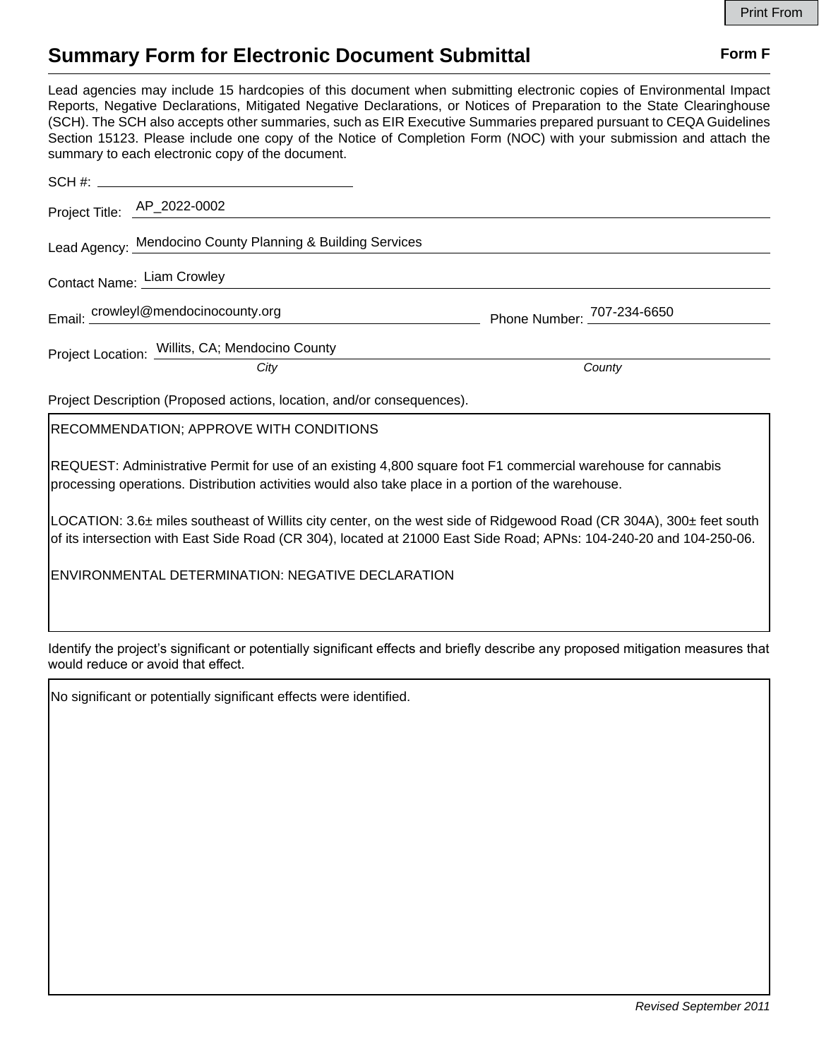# Summary Form for Electronic Document Submittal

**Form F**

Lead agencies may include 15 hardcopies of this document when submitting electronic copies of Environmental Impact Reports, Negative Declarations, Mitigated Negative Declarations, or Notices of Preparation to the State Clearinghouse (SCH). The SCH also accepts other summaries, such as EIR Executive Summaries prepared pursuant to CEQA Guidelines Section 15123. Please include one copy of the Notice of Completion Form (NOC) with your submission and attach the summary to each electronic copy of the document.

SCH #: 

Project Title: AP_2022-0002

Lead Agency: Mendocino County Planning & Building Services

Contact Name: Liam Crowley

Email: crowleyl@mendocinocounty.org

Phone Number: 707-234-6650

Project Location: Willits, CA; Mendocino County

*City* *County*

Project Description (Proposed actions, location, and/or consequences).

RECOMMENDATION; APPROVE WITH CONDITIONS

REQUEST: Administrative Permit for use of an existing 4,800 square foot F1 commercial warehouse for cannabis processing operations. Distribution activities would also take place in a portion of the warehouse.

LOCATION: 3.6± miles southeast of Willits city center, on the west side of Ridgewood Road (CR 304A), 300± feet south of its intersection with East Side Road (CR 304), located at 21000 East Side Road; APNs: 104-240-20 and 104-250-06.

ENVIRONMENTAL DETERMINATION: NEGATIVE DECLARATION

Identify the project's significant or potentially significant effects and briefly describe any proposed mitigation measures that would reduce or avoid that effect.

No significant or potentially significant effects were identified.

*Revised September 2011*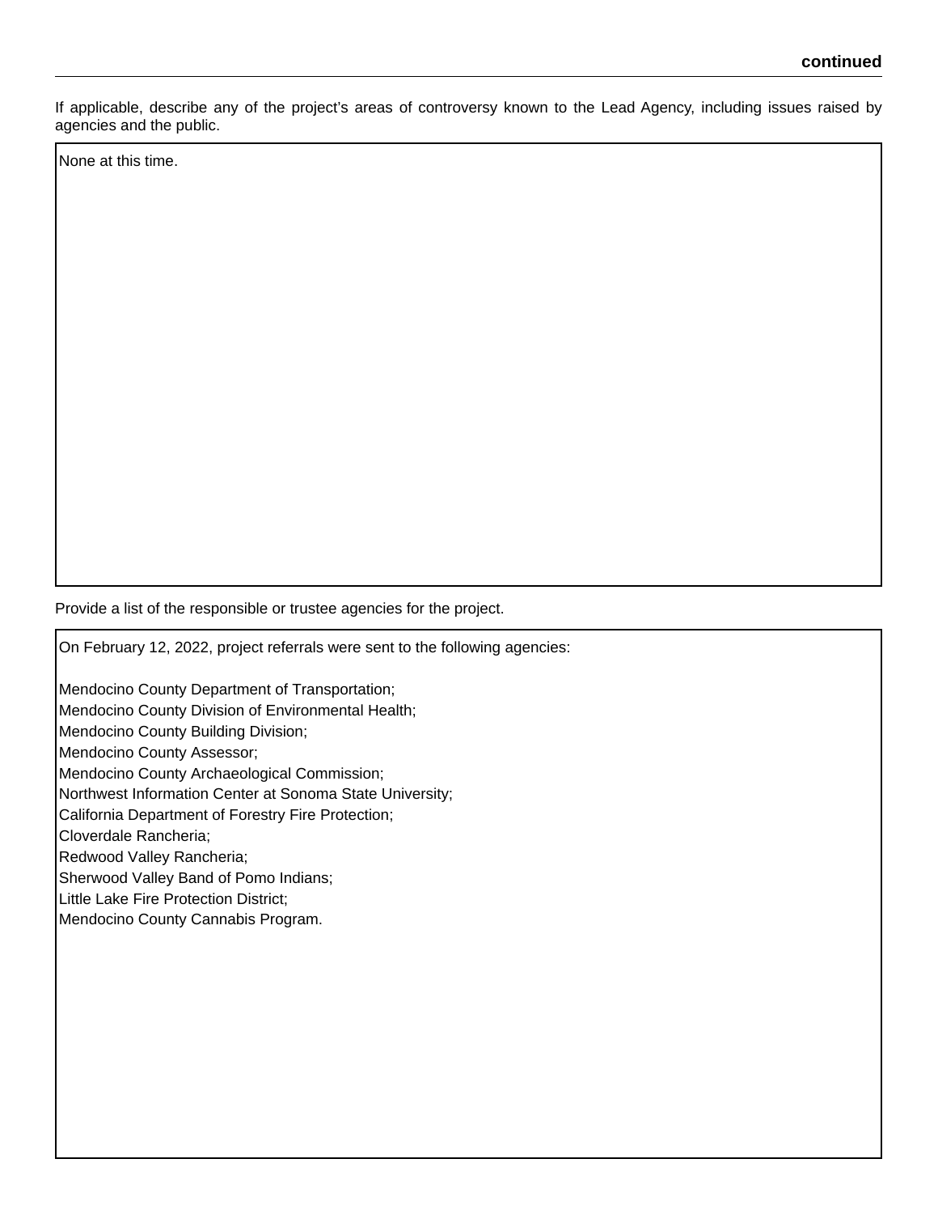**continued**

If applicable, describe any of the project's areas of controversy known to the Lead Agency, including issues raised by agencies and the public.

None at this time.

Provide a list of the responsible or trustee agencies for the project.

On February 12, 2022, project referrals were sent to the following agencies:

Mendocino County Department of Transportation;
Mendocino County Division of Environmental Health;
Mendocino County Building Division;
Mendocino County Assessor;
Mendocino County Archaeological Commission;
Northwest Information Center at Sonoma State University;
California Department of Forestry Fire Protection;
Cloverdale Rancheria;
Redwood Valley Rancheria;
Sherwood Valley Band of Pomo Indians;
Little Lake Fire Protection District;
Mendocino County Cannabis Program.